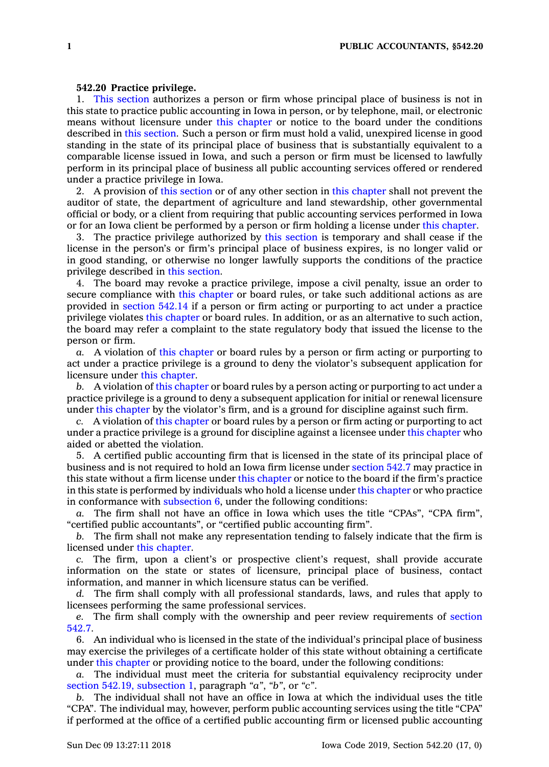**542.20 Practice privilege.**

1. This section authorizes a person or firm whose principal place of business is not in this state to practice public accounting in Iowa in person, or by telephone, mail, or electronic means without licensure under this chapter or notice to the board under the conditions described in this section. Such a person or firm must hold a valid, unexpired license in good standing in the state of its principal place of business that is substantially equivalent to a comparable license issued in Iowa, and such a person or firm must be licensed to lawfully perform in its principal place of business all public accounting services offered or rendered under a practice privilege in Iowa.

2. A provision of this section or of any other section in this chapter shall not prevent the auditor of state, the department of agriculture and land stewardship, other governmental official or body, or a client from requiring that public accounting services performed in Iowa or for an Iowa client be performed by a person or firm holding a license under this chapter.

3. The practice privilege authorized by this section is temporary and shall cease if the license in the person's or firm's principal place of business expires, is no longer valid or in good standing, or otherwise no longer lawfully supports the conditions of the practice privilege described in this section.

4. The board may revoke a practice privilege, impose a civil penalty, issue an order to secure compliance with this chapter or board rules, or take such additional actions as are provided in section 542.14 if a person or firm acting or purporting to act under a practice privilege violates this chapter or board rules. In addition, or as an alternative to such action, the board may refer a complaint to the state regulatory body that issued the license to the person or firm.

*a.* A violation of this chapter or board rules by a person or firm acting or purporting to act under a practice privilege is a ground to deny the violator's subsequent application for licensure under this chapter.

*b.* A violation of this chapter or board rules by a person acting or purporting to act under a practice privilege is a ground to deny a subsequent application for initial or renewal licensure under this chapter by the violator's firm, and is a ground for discipline against such firm.

*c.* A violation of this chapter or board rules by a person or firm acting or purporting to act under a practice privilege is a ground for discipline against a licensee under this chapter who aided or abetted the violation.

5. A certified public accounting firm that is licensed in the state of its principal place of business and is not required to hold an Iowa firm license under section 542.7 may practice in this state without a firm license under this chapter or notice to the board if the firm's practice in this state is performed by individuals who hold a license under this chapter or who practice in conformance with subsection 6, under the following conditions:

*a.* The firm shall not have an office in Iowa which uses the title "CPAs", "CPA firm", "certified public accountants", or "certified public accounting firm".

*b.* The firm shall not make any representation tending to falsely indicate that the firm is licensed under this chapter.

*c.* The firm, upon a client's or prospective client's request, shall provide accurate information on the state or states of licensure, principal place of business, contact information, and manner in which licensure status can be verified.

*d.* The firm shall comply with all professional standards, laws, and rules that apply to licensees performing the same professional services.

*e.* The firm shall comply with the ownership and peer review requirements of section 542.7.

6. An individual who is licensed in the state of the individual's principal place of business may exercise the privileges of a certificate holder of this state without obtaining a certificate under this chapter or providing notice to the board, under the following conditions:

*a.* The individual must meet the criteria for substantial equivalency reciprocity under section 542.19, subsection 1, paragraph *"a"*, *"b"*, or *"c"*.

*b.* The individual shall not have an office in Iowa at which the individual uses the title "CPA". The individual may, however, perform public accounting services using the title "CPA" if performed at the office of a certified public accounting firm or licensed public accounting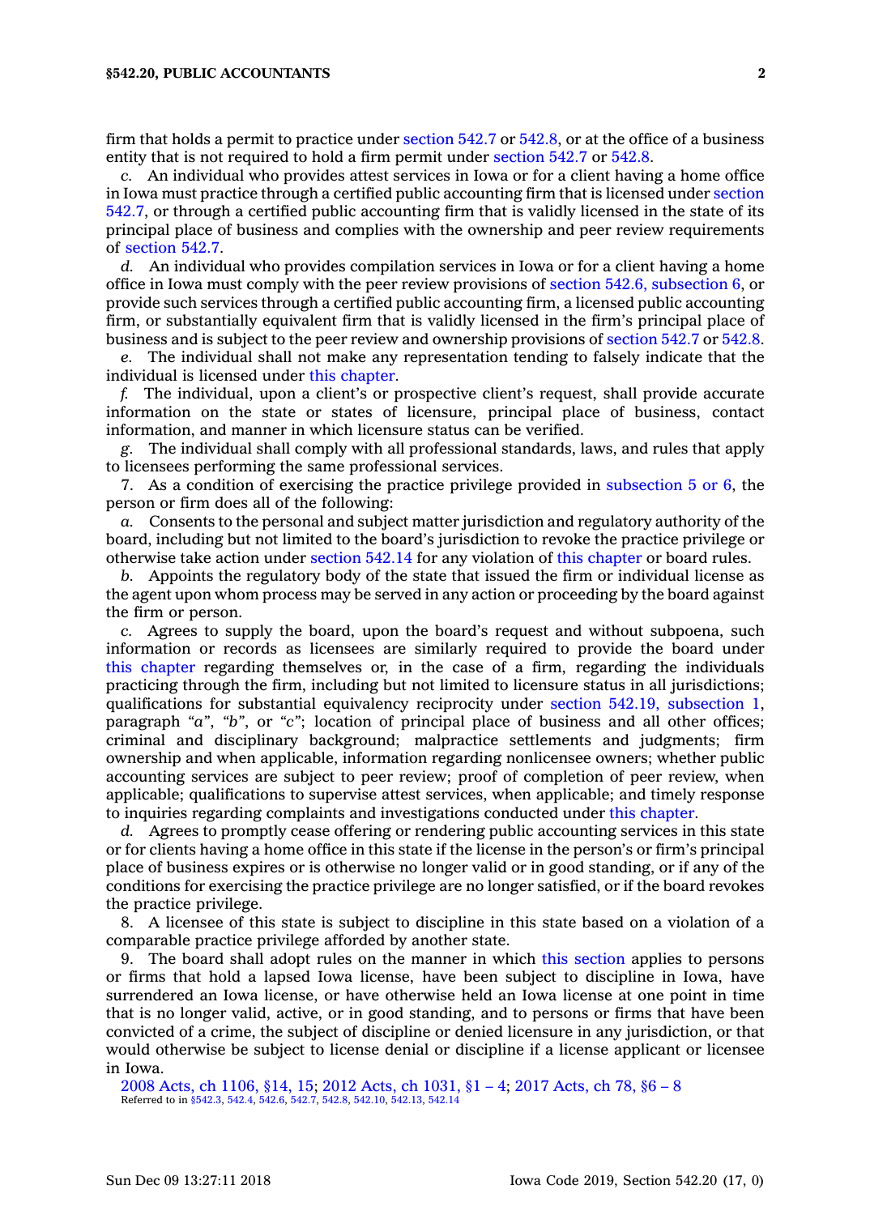firm that holds a permit to practice under section 542.7 or 542.8, or at the office of a business entity that is not required to hold a firm permit under section 542.7 or 542.8.

*c.* An individual who provides attest services in Iowa or for a client having a home office in Iowa must practice through a certified public accounting firm that is licensed under section 542.7, or through a certified public accounting firm that is validly licensed in the state of its principal place of business and complies with the ownership and peer review requirements of section 542.7.

*d.* An individual who provides compilation services in Iowa or for a client having a home office in Iowa must comply with the peer review provisions of section 542.6, subsection 6, or provide such services through a certified public accounting firm, a licensed public accounting firm, or substantially equivalent firm that is validly licensed in the firm's principal place of business and is subject to the peer review and ownership provisions of section 542.7 or 542.8.

*e.* The individual shall not make any representation tending to falsely indicate that the individual is licensed under this chapter.

*f.* The individual, upon a client's or prospective client's request, shall provide accurate information on the state or states of licensure, principal place of business, contact information, and manner in which licensure status can be verified.

*g.* The individual shall comply with all professional standards, laws, and rules that apply to licensees performing the same professional services.

7. As a condition of exercising the practice privilege provided in subsection 5 or 6, the person or firm does all of the following:

*a.* Consents to the personal and subject matter jurisdiction and regulatory authority of the board, including but not limited to the board's jurisdiction to revoke the practice privilege or otherwise take action under section 542.14 for any violation of this chapter or board rules.

*b.* Appoints the regulatory body of the state that issued the firm or individual license as the agent upon whom process may be served in any action or proceeding by the board against the firm or person.

*c.* Agrees to supply the board, upon the board's request and without subpoena, such information or records as licensees are similarly required to provide the board under this chapter regarding themselves or, in the case of a firm, regarding the individuals practicing through the firm, including but not limited to licensure status in all jurisdictions; qualifications for substantial equivalency reciprocity under section 542.19, subsection 1, paragraph *"a"*, *"b"*, or *"c"*; location of principal place of business and all other offices; criminal and disciplinary background; malpractice settlements and judgments; firm ownership and when applicable, information regarding nonlicensee owners; whether public accounting services are subject to peer review; proof of completion of peer review, when applicable; qualifications to supervise attest services, when applicable; and timely response to inquiries regarding complaints and investigations conducted under this chapter.

*d.* Agrees to promptly cease offering or rendering public accounting services in this state or for clients having a home office in this state if the license in the person's or firm's principal place of business expires or is otherwise no longer valid or in good standing, or if any of the conditions for exercising the practice privilege are no longer satisfied, or if the board revokes the practice privilege.

8. A licensee of this state is subject to discipline in this state based on a violation of a comparable practice privilege afforded by another state.

9. The board shall adopt rules on the manner in which this section applies to persons or firms that hold a lapsed Iowa license, have been subject to discipline in Iowa, have surrendered an Iowa license, or have otherwise held an Iowa license at one point in time that is no longer valid, active, or in good standing, and to persons or firms that have been convicted of a crime, the subject of discipline or denied licensure in any jurisdiction, or that would otherwise be subject to license denial or discipline if a license applicant or licensee in Iowa.

2008 Acts, ch 1106, §14, 15; 2012 Acts, ch 1031, §1 – 4; 2017 Acts, ch 78, §6 – 8
Referred to in §542.3, 542.4, 542.6, 542.7, 542.8, 542.10, 542.13, 542.14